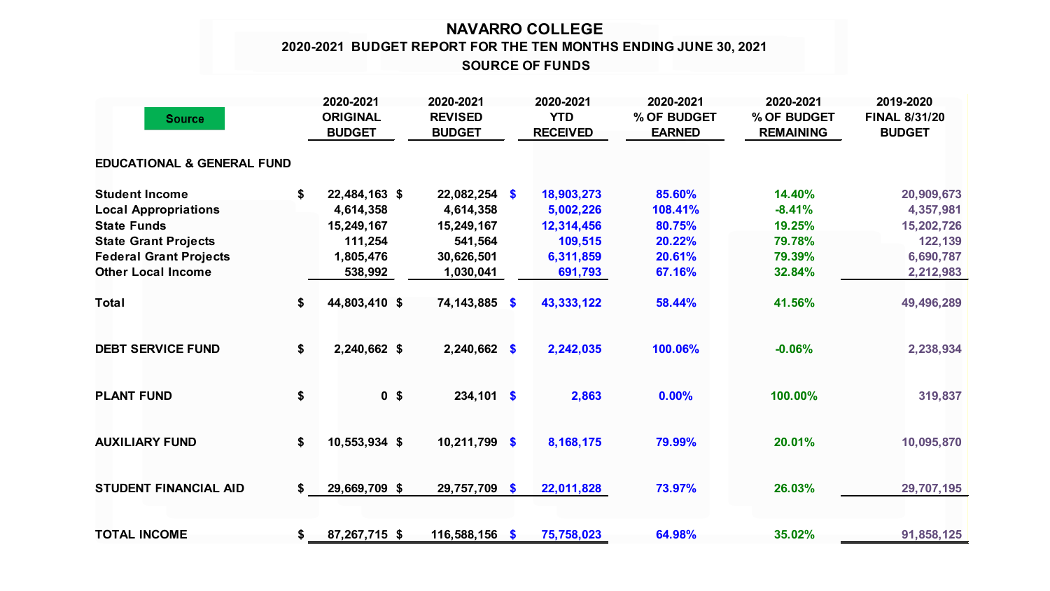# NAVARRO COLLEGE

## 2020-2021 BUDGET REPORT FOR THE TEN MONTHS ENDING JUNE 30, 2021

### SOURCE OF FUNDS

| Source | 2020-2021 ORIGINAL BUDGET | 2020-2021 REVISED BUDGET | 2020-2021 YTD RECEIVED | 2020-2021 % OF BUDGET EARNED | 2020-2021 % OF BUDGET REMAINING | 2019-2020 FINAL 8/31/20 BUDGET |
|---|---|---|---|---|---|---|
| **EDUCATIONAL & GENERAL FUND** | | | | | | |
| **Student Income** | $ 22,484,163 | $ 22,082,254 | $ 18,903,273 | 85.60% | 14.40% | 20,909,673 |
| **Local Appropriations** | 4,614,358 | 4,614,358 | 5,002,226 | 108.41% | -8.41% | 4,357,981 |
| **State Funds** | 15,249,167 | 15,249,167 | 12,314,456 | 80.75% | 19.25% | 15,202,726 |
| **State Grant Projects** | 111,254 | 541,564 | 109,515 | 20.22% | 79.78% | 122,139 |
| **Federal Grant Projects** | 1,805,476 | 30,626,501 | 6,311,859 | 20.61% | 79.39% | 6,690,787 |
| **Other Local Income** | 538,992 | 1,030,041 | 691,793 | 67.16% | 32.84% | 2,212,983 |
| **Total** | $ 44,803,410 | $ 74,143,885 | $ 43,333,122 | 58.44% | 41.56% | 49,496,289 |
| **DEBT SERVICE FUND** | $ 2,240,662 | $ 2,240,662 | $ 2,242,035 | 100.06% | -0.06% | 2,238,934 |
| **PLANT FUND** | $ 0 | $ 234,101 | $ 2,863 | 0.00% | 100.00% | 319,837 |
| **AUXILIARY FUND** | $ 10,553,934 | $ 10,211,799 | $ 8,168,175 | 79.99% | 20.01% | 10,095,870 |
| **STUDENT FINANCIAL AID** | $ 29,669,709 | $ 29,757,709 | $ 22,011,828 | 73.97% | 26.03% | 29,707,195 |
| **TOTAL INCOME** | $ 87,267,715 | $ 116,588,156 | $ 75,758,023 | 64.98% | 35.02% | 91,858,125 |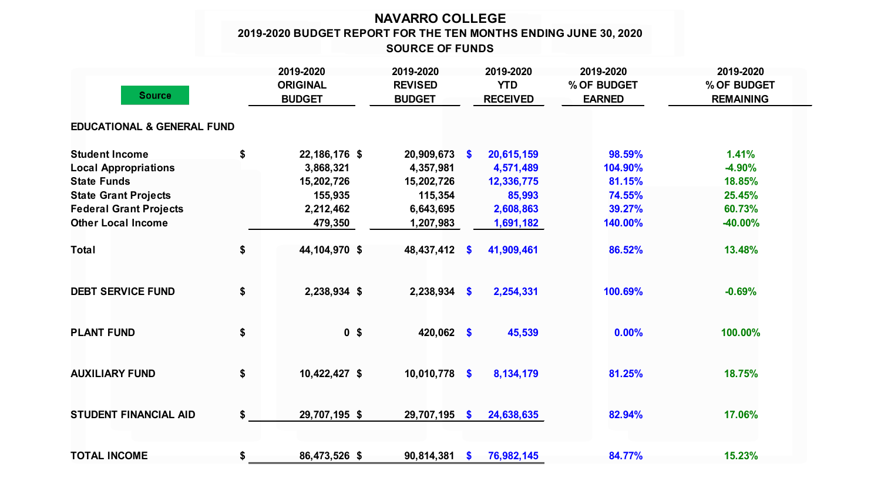# NAVARRO COLLEGE

## 2019-2020 BUDGET REPORT FOR THE TEN MONTHS ENDING JUNE 30, 2020

## SOURCE OF FUNDS

| Source | 2019-2020 ORIGINAL BUDGET | 2019-2020 REVISED BUDGET | 2019-2020 YTD RECEIVED | 2019-2020 % OF BUDGET EARNED | 2019-2020 % OF BUDGET REMAINING |
|---|---|---|---|---|---|
| **EDUCATIONAL & GENERAL FUND** | | | | | |
| Student Income | $ 22,186,176 | $ 20,909,673 | $ 20,615,159 | 98.59% | 1.41% |
| Local Appropriations | 3,868,321 | 4,357,981 | 4,571,489 | 104.90% | -4.90% |
| State Funds | 15,202,726 | 15,202,726 | 12,336,775 | 81.15% | 18.85% |
| State Grant Projects | 155,935 | 115,354 | 85,993 | 74.55% | 25.45% |
| Federal Grant Projects | 2,212,462 | 6,643,695 | 2,608,863 | 39.27% | 60.73% |
| Other Local Income | 479,350 | 1,207,983 | 1,691,182 | 140.00% | -40.00% |
| Total | $ 44,104,970 | $ 48,437,412 | $ 41,909,461 | 86.52% | 13.48% |
| **DEBT SERVICE FUND** | $ 2,238,934 | $ 2,238,934 | $ 2,254,331 | 100.69% | -0.69% |
| **PLANT FUND** | $ 0 | $ 420,062 | $ 45,539 | 0.00% | 100.00% |
| **AUXILIARY FUND** | $ 10,422,427 | $ 10,010,778 | $ 8,134,179 | 81.25% | 18.75% |
| **STUDENT FINANCIAL AID** | $ 29,707,195 | $ 29,707,195 | $ 24,638,635 | 82.94% | 17.06% |
| **TOTAL INCOME** | $ 86,473,526 | $ 90,814,381 | $ 76,982,145 | 84.77% | 15.23% |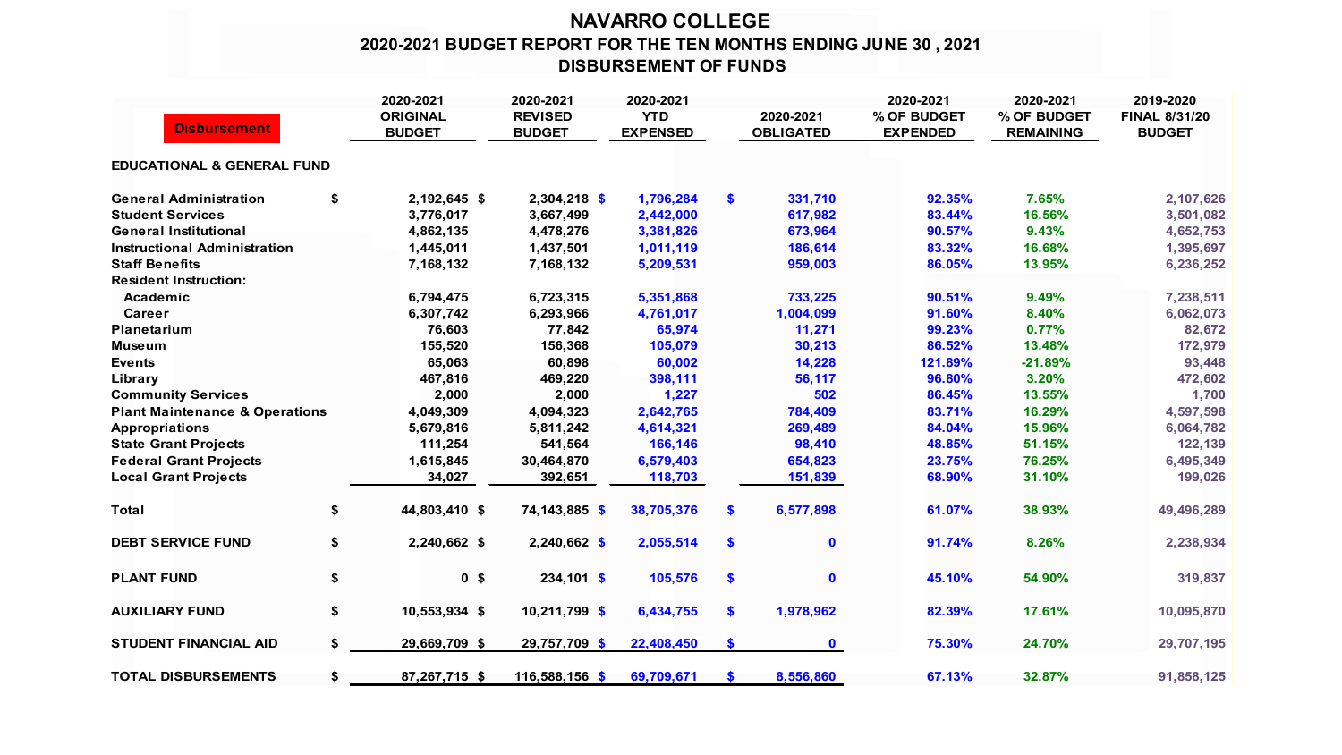# NAVARRO COLLEGE

## 2020-2021 BUDGET REPORT FOR THE TEN MONTHS ENDING JUNE 30 , 2021

## DISBURSEMENT OF FUNDS

| Disbursement | 2020-2021 ORIGINAL BUDGET | 2020-2021 REVISED BUDGET | 2020-2021 YTD EXPENSED | 2020-2021 OBLIGATED | 2020-2021 % OF BUDGET EXPENDED | 2020-2021 % OF BUDGET REMAINING | 2019-2020 FINAL 8/31/20 BUDGET |
|---|---|---|---|---|---|---|---|
| **EDUCATIONAL & GENERAL FUND** | | | | | | | |
| General Administration | $ 2,192,645 | $ 2,304,218 | $ 1,796,284 | $ 331,710 | 92.35% | 7.65% | 2,107,626 |
| Student Services | 3,776,017 | 3,667,499 | 2,442,000 | 617,982 | 83.44% | 16.56% | 3,501,082 |
| General Institutional | 4,862,135 | 4,478,276 | 3,381,826 | 673,964 | 90.57% | 9.43% | 4,652,753 |
| Instructional Administration | 1,445,011 | 1,437,501 | 1,011,119 | 186,614 | 83.32% | 16.68% | 1,395,697 |
| Staff Benefits | 7,168,132 | 7,168,132 | 5,209,531 | 959,003 | 86.05% | 13.95% | 6,236,252 |
| Resident Instruction: | | | | | | | |
| Academic | 6,794,475 | 6,723,315 | 5,351,868 | 733,225 | 90.51% | 9.49% | 7,238,511 |
| Career | 6,307,742 | 6,293,966 | 4,761,017 | 1,004,099 | 91.60% | 8.40% | 6,062,073 |
| Planetarium | 76,603 | 77,842 | 65,974 | 11,271 | 99.23% | 0.77% | 82,672 |
| Museum | 155,520 | 156,368 | 105,079 | 30,213 | 86.52% | 13.48% | 172,979 |
| Events | 65,063 | 60,898 | 60,002 | 14,228 | 121.89% | -21.89% | 93,448 |
| Library | 467,816 | 469,220 | 398,111 | 56,117 | 96.80% | 3.20% | 472,602 |
| Community Services | 2,000 | 2,000 | 1,227 | 502 | 86.45% | 13.55% | 1,700 |
| Plant Maintenance & Operations | 4,049,309 | 4,094,323 | 2,642,765 | 784,409 | 83.71% | 16.29% | 4,597,598 |
| Appropriations | 5,679,816 | 5,811,242 | 4,614,321 | 269,489 | 84.04% | 15.96% | 6,064,782 |
| State Grant Projects | 111,254 | 541,564 | 166,146 | 98,410 | 48.85% | 51.15% | 122,139 |
| Federal Grant Projects | 1,615,845 | 30,464,870 | 6,579,403 | 654,823 | 23.75% | 76.25% | 6,495,349 |
| Local Grant Projects | 34,027 | 392,651 | 118,703 | 151,839 | 68.90% | 31.10% | 199,026 |
| **Total** | $ 44,803,410 | $ 74,143,885 | $ 38,705,376 | $ 6,577,898 | 61.07% | 38.93% | 49,496,289 |
| **DEBT SERVICE FUND** | $ 2,240,662 | $ 2,240,662 | $ 2,055,514 | $ 0 | 91.74% | 8.26% | 2,238,934 |
| **PLANT FUND** | $ 0 | $ 234,101 | $ 105,576 | $ 0 | 45.10% | 54.90% | 319,837 |
| **AUXILIARY FUND** | $ 10,553,934 | $ 10,211,799 | $ 6,434,755 | $ 1,978,962 | 82.39% | 17.61% | 10,095,870 |
| **STUDENT FINANCIAL AID** | $ 29,669,709 | $ 29,757,709 | $ 22,408,450 | $ 0 | 75.30% | 24.70% | 29,707,195 |
| **TOTAL DISBURSEMENTS** | $ 87,267,715 | $ 116,588,156 | $ 69,709,671 | $ 8,556,860 | 67.13% | 32.87% | 91,858,125 |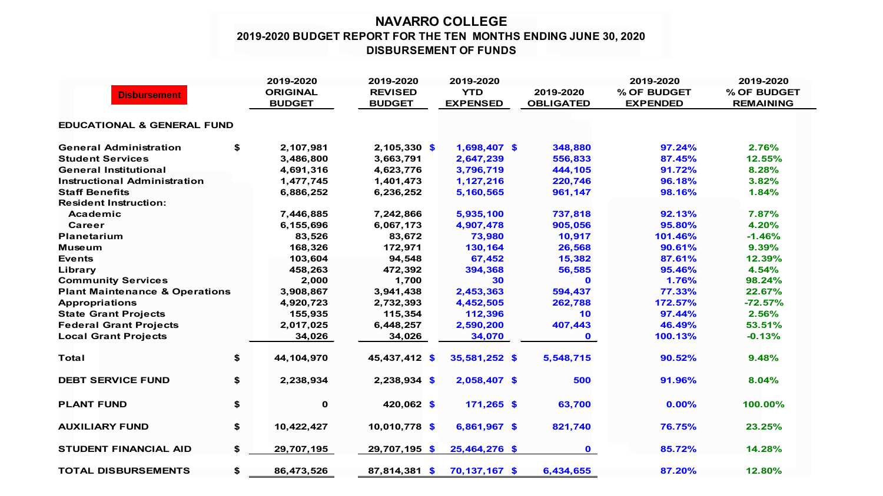# NAVARRO COLLEGE

## 2019-2020 BUDGET REPORT FOR THE TEN MONTHS ENDING JUNE 30, 2020

## DISBURSEMENT OF FUNDS

| Disbursement | | 2019-2020 ORIGINAL BUDGET | 2019-2020 REVISED BUDGET | | 2019-2020 YTD EXPENSED | | 2019-2020 OBLIGATED | 2019-2020 % OF BUDGET EXPENDED | 2019-2020 % OF BUDGET REMAINING |
|---|---|---|---|---|---|---|---|---|---|
| **EDUCATIONAL & GENERAL FUND** | | | | | | | | | |
| General Administration | $ | 2,107,981 | 2,105,330 | $ | 1,698,407 | $ | 348,880 | 97.24% | 2.76% |
| Student Services | | 3,486,800 | 3,663,791 | | 2,647,239 | | 556,833 | 87.45% | 12.55% |
| General Institutional | | 4,691,316 | 4,623,776 | | 3,796,719 | | 444,105 | 91.72% | 8.28% |
| Instructional Administration | | 1,477,745 | 1,401,473 | | 1,127,216 | | 220,746 | 96.18% | 3.82% |
| Staff Benefits | | 6,886,252 | 6,236,252 | | 5,160,565 | | 961,147 | 98.16% | 1.84% |
| Resident Instruction: | | | | | | | | | |
| Academic | | 7,446,885 | 7,242,866 | | 5,935,100 | | 737,818 | 92.13% | 7.87% |
| Career | | 6,155,696 | 6,067,173 | | 4,907,478 | | 905,056 | 95.80% | 4.20% |
| Planetarium | | 83,526 | 83,672 | | 73,980 | | 10,917 | 101.46% | -1.46% |
| Museum | | 168,326 | 172,971 | | 130,164 | | 26,568 | 90.61% | 9.39% |
| Events | | 103,604 | 94,548 | | 67,452 | | 15,382 | 87.61% | 12.39% |
| Library | | 458,263 | 472,392 | | 394,368 | | 56,585 | 95.46% | 4.54% |
| Community Services | | 2,000 | 1,700 | | 30 | | 0 | 1.76% | 98.24% |
| Plant Maintenance & Operations | | 3,908,867 | 3,941,438 | | 2,453,363 | | 594,437 | 77.33% | 22.67% |
| Appropriations | | 4,920,723 | 2,732,393 | | 4,452,505 | | 262,788 | 172.57% | -72.57% |
| State Grant Projects | | 155,935 | 115,354 | | 112,396 | | 10 | 97.44% | 2.56% |
| Federal Grant Projects | | 2,017,025 | 6,448,257 | | 2,590,200 | | 407,443 | 46.49% | 53.51% |
| Local Grant Projects | | 34,026 | 34,026 | | 34,070 | | 0 | 100.13% | -0.13% |
| **Total** | $ | 44,104,970 | 45,437,412 | $ | 35,581,252 | $ | 5,548,715 | 90.52% | 9.48% |
| **DEBT SERVICE FUND** | $ | 2,238,934 | 2,238,934 | $ | 2,058,407 | $ | 500 | 91.96% | 8.04% |
| **PLANT FUND** | $ | 0 | 420,062 | $ | 171,265 | $ | 63,700 | 0.00% | 100.00% |
| **AUXILIARY FUND** | $ | 10,422,427 | 10,010,778 | $ | 6,861,967 | $ | 821,740 | 76.75% | 23.25% |
| **STUDENT FINANCIAL AID** | $ | 29,707,195 | 29,707,195 | $ | 25,464,276 | $ | 0 | 85.72% | 14.28% |
| **TOTAL DISBURSEMENTS** | $ | 86,473,526 | 87,814,381 | $ | 70,137,167 | $ | 6,434,655 | 87.20% | 12.80% |